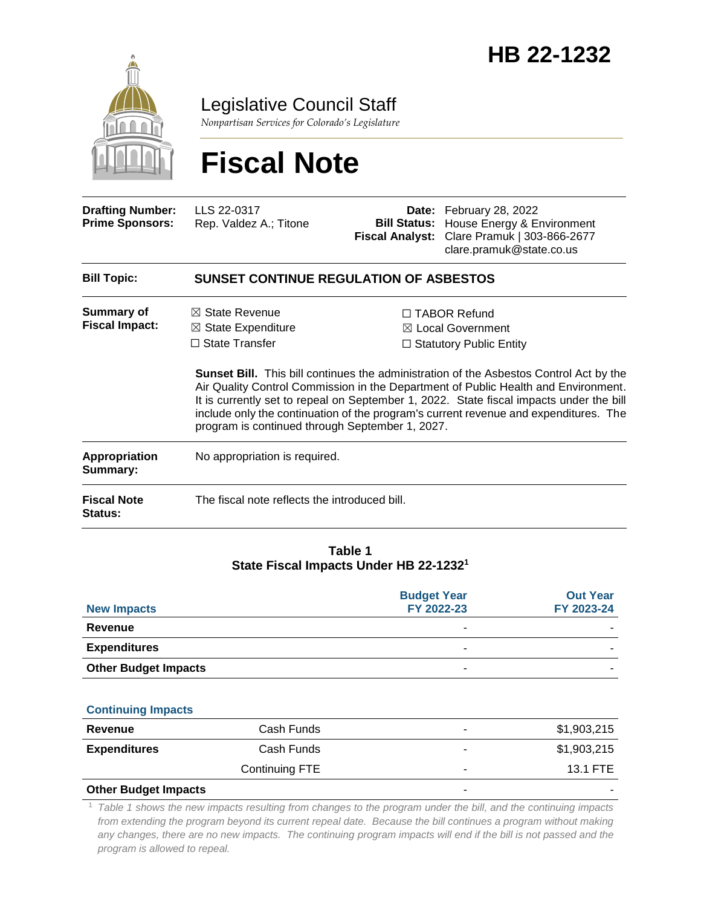# HB 22-1232

Legislative Council Staff

*Nonpartisan Services for Colorado's Legislature*

# Fiscal Note

| | | | |
|---|---|---|---|
| **Drafting Number:** | LLS 22-0317 | **Date:** | February 28, 2022 |
| **Prime Sponsors:** | Rep. Valdez A.; Titone | **Bill Status:** | House Energy & Environment |
| | | **Fiscal Analyst:** | Clare Pramuk \| 303-866-2677 clare.pramuk@state.co.us |

**Bill Topic:** **SUNSET CONTINUE REGULATION OF ASBESTOS**

**Summary of Fiscal Impact:**

☒ State Revenue
☒ State Expenditure
☐ State Transfer
☐ TABOR Refund
☒ Local Government
☐ Statutory Public Entity

**Sunset Bill.** This bill continues the administration of the Asbestos Control Act by the Air Quality Control Commission in the Department of Public Health and Environment. It is currently set to repeal on September 1, 2022. State fiscal impacts under the bill include only the continuation of the program's current revenue and expenditures. The program is continued through September 1, 2027.

**Appropriation Summary:** No appropriation is required.

**Fiscal Note Status:** The fiscal note reflects the introduced bill.

**Table 1**
**State Fiscal Impacts Under HB 22-1232**[1]

| **New Impacts** | | **Budget Year FY 2022-23** | **Out Year FY 2023-24** |
|---|---|---|---|
| **Revenue** | | - | - |
| **Expenditures** | | - | - |
| **Other Budget Impacts** | | - | - |
| **Continuing Impacts** | | | |
| **Revenue** | Cash Funds | - | $1,903,215 |
| **Expenditures** | Cash Funds | - | $1,903,215 |
| | Continuing FTE | - | 13.1 FTE |
| **Other Budget Impacts** | | - | - |

[1] *Table 1 shows the new impacts resulting from changes to the program under the bill, and the continuing impacts from extending the program beyond its current repeal date. Because the bill continues a program without making any changes, there are no new impacts. The continuing program impacts will end if the bill is not passed and the program is allowed to repeal.*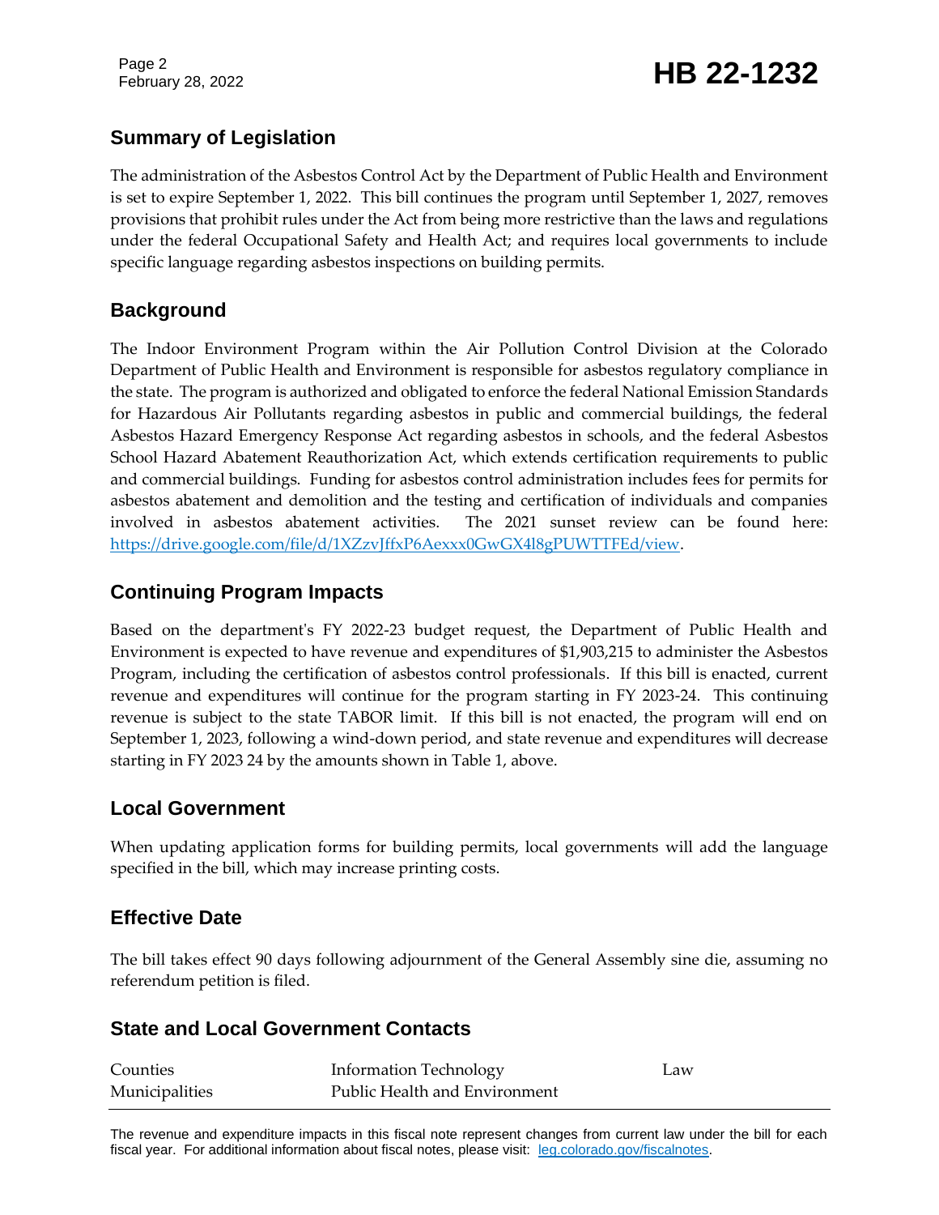## Summary of Legislation

The administration of the Asbestos Control Act by the Department of Public Health and Environment is set to expire September 1, 2022. This bill continues the program until September 1, 2027, removes provisions that prohibit rules under the Act from being more restrictive than the laws and regulations under the federal Occupational Safety and Health Act; and requires local governments to include specific language regarding asbestos inspections on building permits.

## Background

The Indoor Environment Program within the Air Pollution Control Division at the Colorado Department of Public Health and Environment is responsible for asbestos regulatory compliance in the state. The program is authorized and obligated to enforce the federal National Emission Standards for Hazardous Air Pollutants regarding asbestos in public and commercial buildings, the federal Asbestos Hazard Emergency Response Act regarding asbestos in schools, and the federal Asbestos School Hazard Abatement Reauthorization Act, which extends certification requirements to public and commercial buildings. Funding for asbestos control administration includes fees for permits for asbestos abatement and demolition and the testing and certification of individuals and companies involved in asbestos abatement activities. The 2021 sunset review can be found here: https://drive.google.com/file/d/1XZzvJffxP6Aexxx0GwGX4l8gPUWTTFEd/view.

## Continuing Program Impacts

Based on the department's FY 2022-23 budget request, the Department of Public Health and Environment is expected to have revenue and expenditures of $1,903,215 to administer the Asbestos Program, including the certification of asbestos control professionals. If this bill is enacted, current revenue and expenditures will continue for the program starting in FY 2023-24. This continuing revenue is subject to the state TABOR limit. If this bill is not enacted, the program will end on September 1, 2023, following a wind-down period, and state revenue and expenditures will decrease starting in FY 2023 24 by the amounts shown in Table 1, above.

## Local Government

When updating application forms for building permits, local governments will add the language specified in the bill, which may increase printing costs.

## Effective Date

The bill takes effect 90 days following adjournment of the General Assembly sine die, assuming no referendum petition is filed.

## State and Local Government Contacts

| | | |
|---|---|---|
| Counties | Information Technology | Law |
| Municipalities | Public Health and Environment | |

The revenue and expenditure impacts in this fiscal note represent changes from current law under the bill for each fiscal year. For additional information about fiscal notes, please visit: leg.colorado.gov/fiscalnotes.